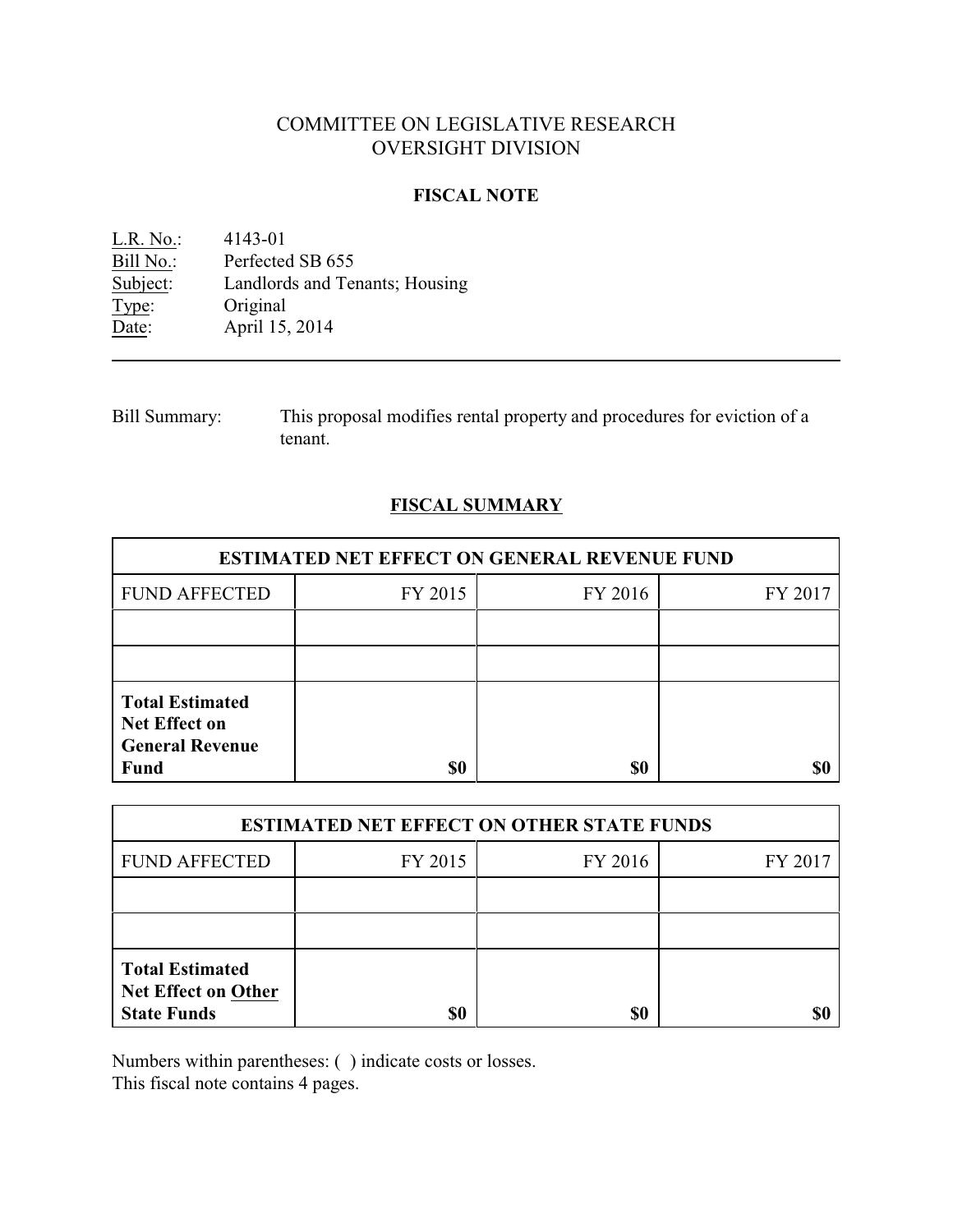# COMMITTEE ON LEGISLATIVE RESEARCH
# OVERSIGHT DIVISION

## FISCAL NOTE

L.R. No.: 4143-01
Bill No.: Perfected SB 655
Subject: Landlords and Tenants; Housing
Type: Original
Date: April 15, 2014

---

Bill Summary: This proposal modifies rental property and procedures for eviction of a tenant.

## FISCAL SUMMARY

| ESTIMATED NET EFFECT ON GENERAL REVENUE FUND | | | |
|---|---|---|---|
| FUND AFFECTED | FY 2015 | FY 2016 | FY 2017 |
| | | | |
| | | | |
| **Total Estimated Net Effect on General Revenue Fund** | **$0** | **$0** | **$0** |

| ESTIMATED NET EFFECT ON OTHER STATE FUNDS | | | |
|---|---|---|---|
| FUND AFFECTED | FY 2015 | FY 2016 | FY 2017 |
| | | | |
| | | | |
| **Total Estimated Net Effect on Other State Funds** | **$0** | **$0** | **$0** |

Numbers within parentheses: ( ) indicate costs or losses.
This fiscal note contains 4 pages.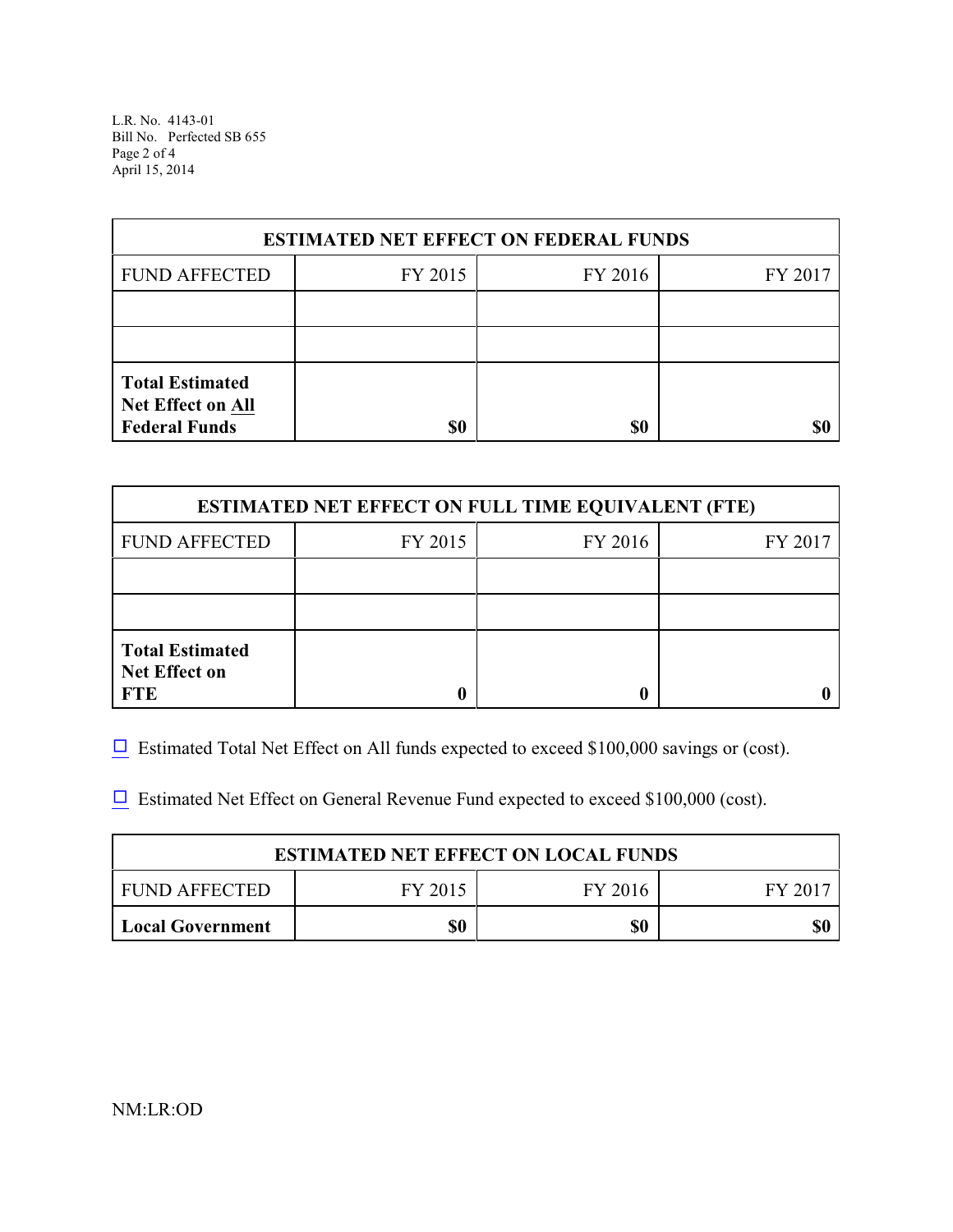| ESTIMATED NET EFFECT ON FEDERAL FUNDS | | | |
|---|---|---|---|
| FUND AFFECTED | FY 2015 | FY 2016 | FY 2017 |
| | | | |
| | | | |
| **Total Estimated Net Effect on All Federal Funds** | **$0** | **$0** | **$0** |

| ESTIMATED NET EFFECT ON FULL TIME EQUIVALENT (FTE) | | | |
|---|---|---|---|
| FUND AFFECTED | FY 2015 | FY 2016 | FY 2017 |
| | | | |
| | | | |
| **Total Estimated Net Effect on FTE** | **0** | **0** | **0** |

☐ Estimated Total Net Effect on All funds expected to exceed $100,000 savings or (cost).

☐ Estimated Net Effect on General Revenue Fund expected to exceed $100,000 (cost).

| ESTIMATED NET EFFECT ON LOCAL FUNDS | | | |
|---|---|---|---|
| FUND AFFECTED | FY 2015 | FY 2016 | FY 2017 |
| **Local Government** | **$0** | **$0** | **$0** |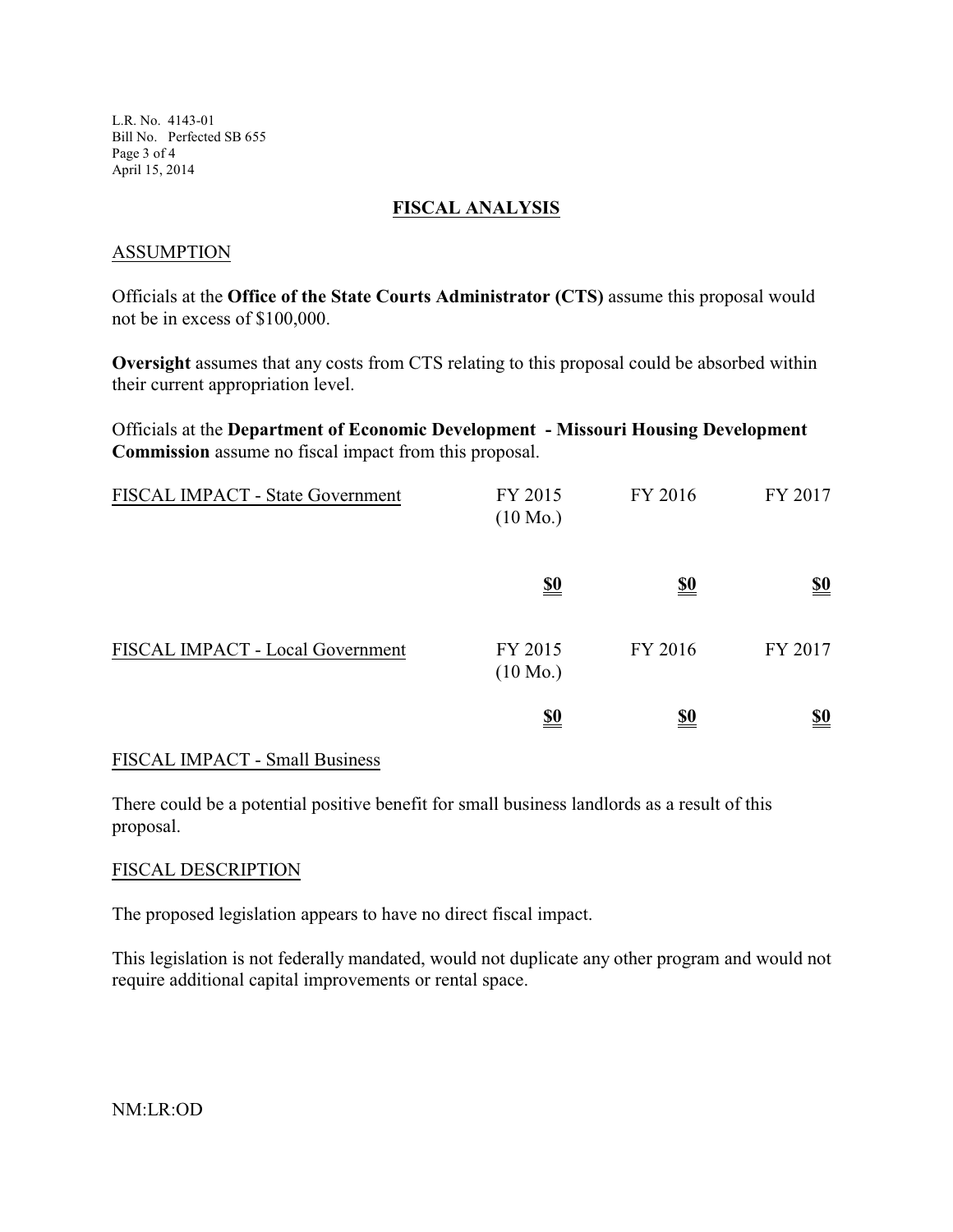## FISCAL ANALYSIS

### ASSUMPTION

Officials at the **Office of the State Courts Administrator (CTS)** assume this proposal would not be in excess of $100,000.

**Oversight** assumes that any costs from CTS relating to this proposal could be absorbed within their current appropriation level.

Officials at the **Department of Economic Development - Missouri Housing Development Commission** assume no fiscal impact from this proposal.

| FISCAL IMPACT - State Government | FY 2015 (10 Mo.) | FY 2016 | FY 2017 |
|---|---|---|---|
| | **$0** | **$0** | **$0** |

| FISCAL IMPACT - Local Government | FY 2015 (10 Mo.) | FY 2016 | FY 2017 |
|---|---|---|---|
| | **$0** | **$0** | **$0** |

### FISCAL IMPACT - Small Business

There could be a potential positive benefit for small business landlords as a result of this proposal.

### FISCAL DESCRIPTION

The proposed legislation appears to have no direct fiscal impact.

This legislation is not federally mandated, would not duplicate any other program and would not require additional capital improvements or rental space.

NM:LR:OD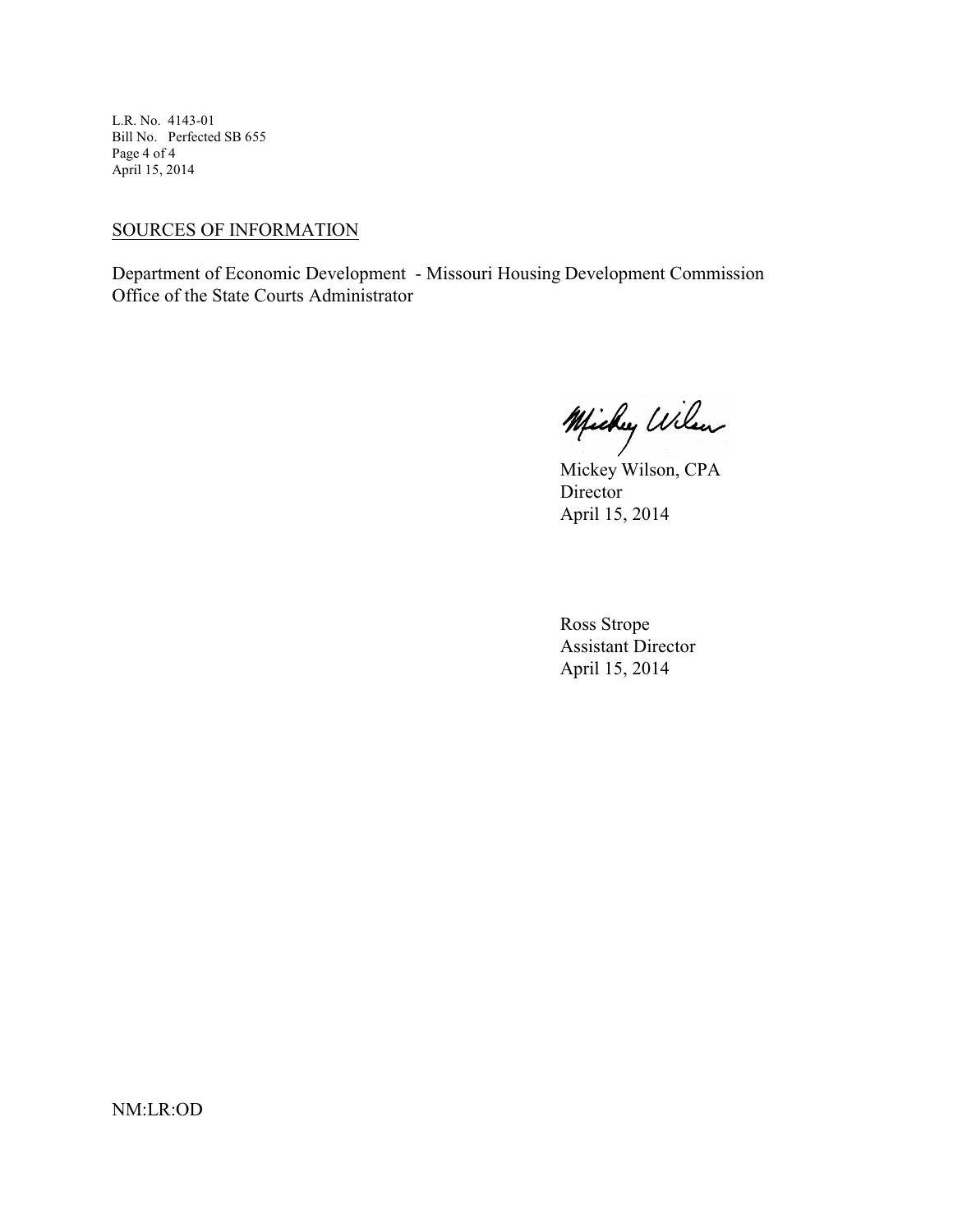## SOURCES OF INFORMATION

Department of Economic Development - Missouri Housing Development Commission
Office of the State Courts Administrator

Mickey Wilson, CPA
Director
April 15, 2014

Ross Strope
Assistant Director
April 15, 2014

NM:LR:OD